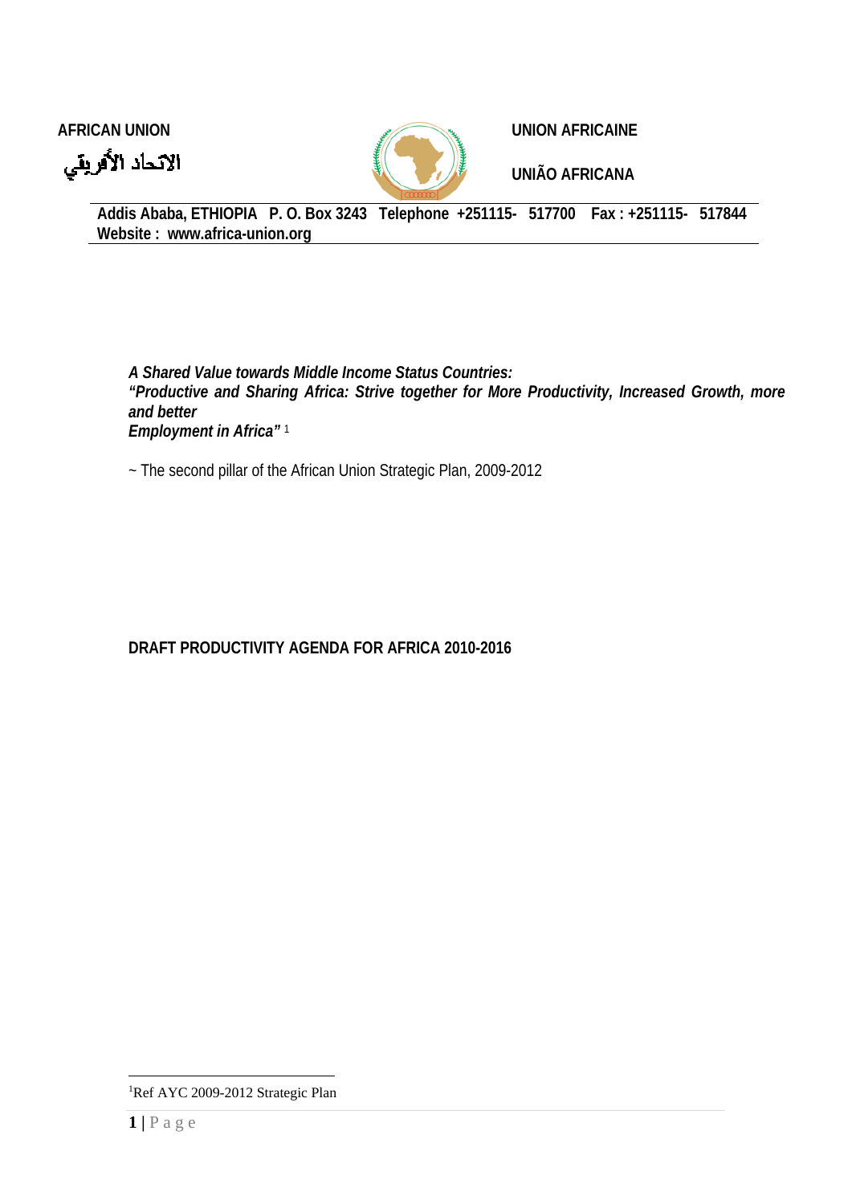**AFRICAN UNION**

الاتحاد الأفريقي

**UNION AFRICAINE**

**UNIÃO AFRICANA**

**Addis Ababa, ETHIOPIA P. O. Box 3243 Telephone +251115- 517700 Fax : +251115- 517844**
**Website : www.africa-union.org**

***A Shared Value towards Middle Income Status Countries:***
***"Productive and Sharing Africa: Strive together for More Productivity, Increased Growth, more and better Employment in Africa"*** [1]

~ The second pillar of the African Union Strategic Plan, 2009-2012

**DRAFT PRODUCTIVITY AGENDA FOR AFRICA 2010-2016**

[1] Ref AYC 2009-2012 Strategic Plan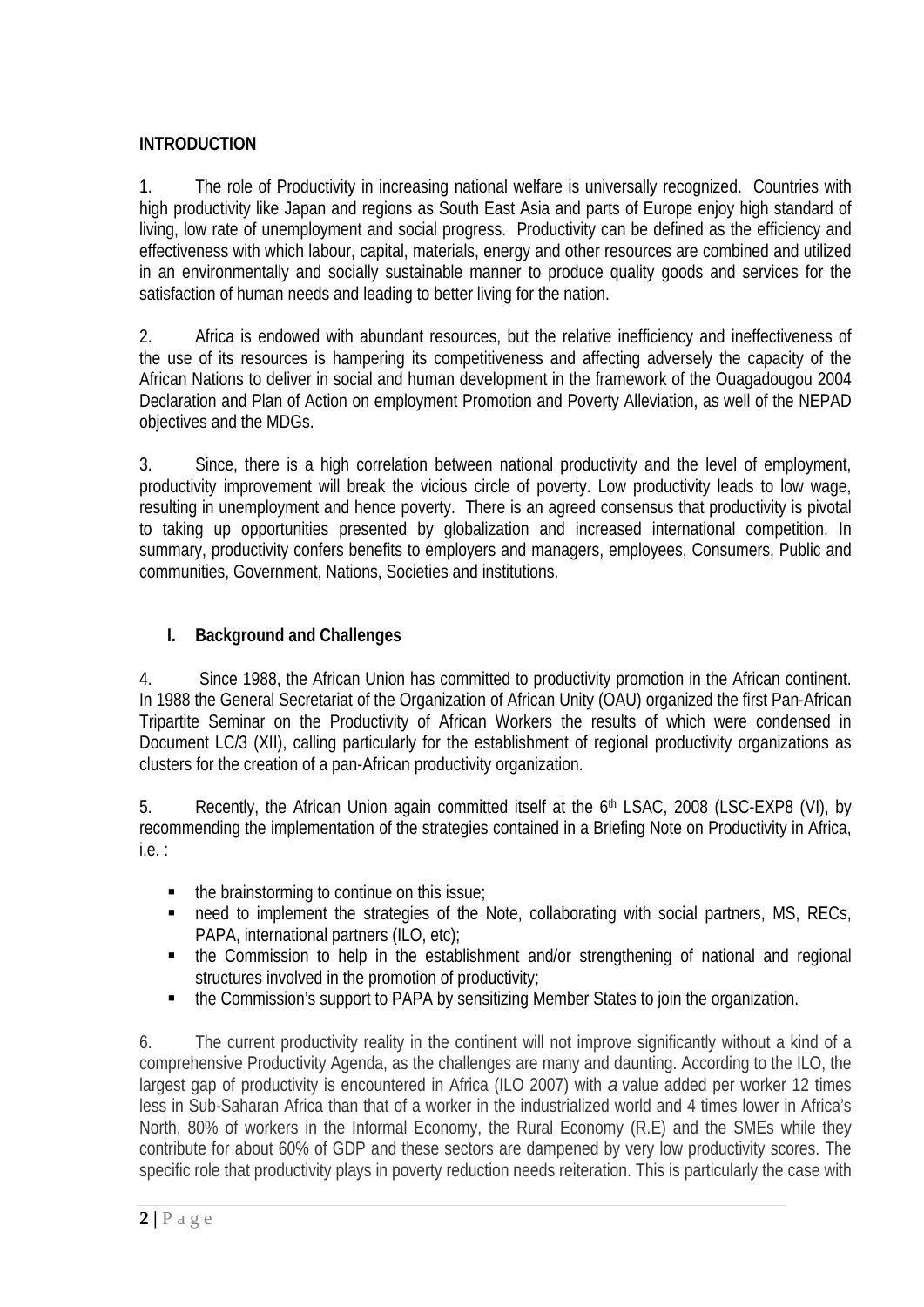## INTRODUCTION

1. The role of Productivity in increasing national welfare is universally recognized. Countries with high productivity like Japan and regions as South East Asia and parts of Europe enjoy high standard of living, low rate of unemployment and social progress. Productivity can be defined as the efficiency and effectiveness with which labour, capital, materials, energy and other resources are combined and utilized in an environmentally and socially sustainable manner to produce quality goods and services for the satisfaction of human needs and leading to better living for the nation.

2. Africa is endowed with abundant resources, but the relative inefficiency and ineffectiveness of the use of its resources is hampering its competitiveness and affecting adversely the capacity of the African Nations to deliver in social and human development in the framework of the Ouagadougou 2004 Declaration and Plan of Action on employment Promotion and Poverty Alleviation, as well of the NEPAD objectives and the MDGs.

3. Since, there is a high correlation between national productivity and the level of employment, productivity improvement will break the vicious circle of poverty. Low productivity leads to low wage, resulting in unemployment and hence poverty. There is an agreed consensus that productivity is pivotal to taking up opportunities presented by globalization and increased international competition. In summary, productivity confers benefits to employers and managers, employees, Consumers, Public and communities, Government, Nations, Societies and institutions.

## I. Background and Challenges

4. Since 1988, the African Union has committed to productivity promotion in the African continent. In 1988 the General Secretariat of the Organization of African Unity (OAU) organized the first Pan-African Tripartite Seminar on the Productivity of African Workers the results of which were condensed in Document LC/3 (XII), calling particularly for the establishment of regional productivity organizations as clusters for the creation of a pan-African productivity organization.

5. Recently, the African Union again committed itself at the 6th LSAC, 2008 (LSC-EXP8 (VI), by recommending the implementation of the strategies contained in a Briefing Note on Productivity in Africa, i.e. :

- the brainstorming to continue on this issue;
- need to implement the strategies of the Note, collaborating with social partners, MS, RECs, PAPA, international partners (ILO, etc);
- the Commission to help in the establishment and/or strengthening of national and regional structures involved in the promotion of productivity;
- the Commission's support to PAPA by sensitizing Member States to join the organization.

6. The current productivity reality in the continent will not improve significantly without a kind of a comprehensive Productivity Agenda, as the challenges are many and daunting. According to the ILO, the largest gap of productivity is encountered in Africa (ILO 2007) with *a* value added per worker 12 times less in Sub-Saharan Africa than that of a worker in the industrialized world and 4 times lower in Africa's North, 80% of workers in the Informal Economy, the Rural Economy (R.E) and the SMEs while they contribute for about 60% of GDP and these sectors are dampened by very low productivity scores. The specific role that productivity plays in poverty reduction needs reiteration. This is particularly the case with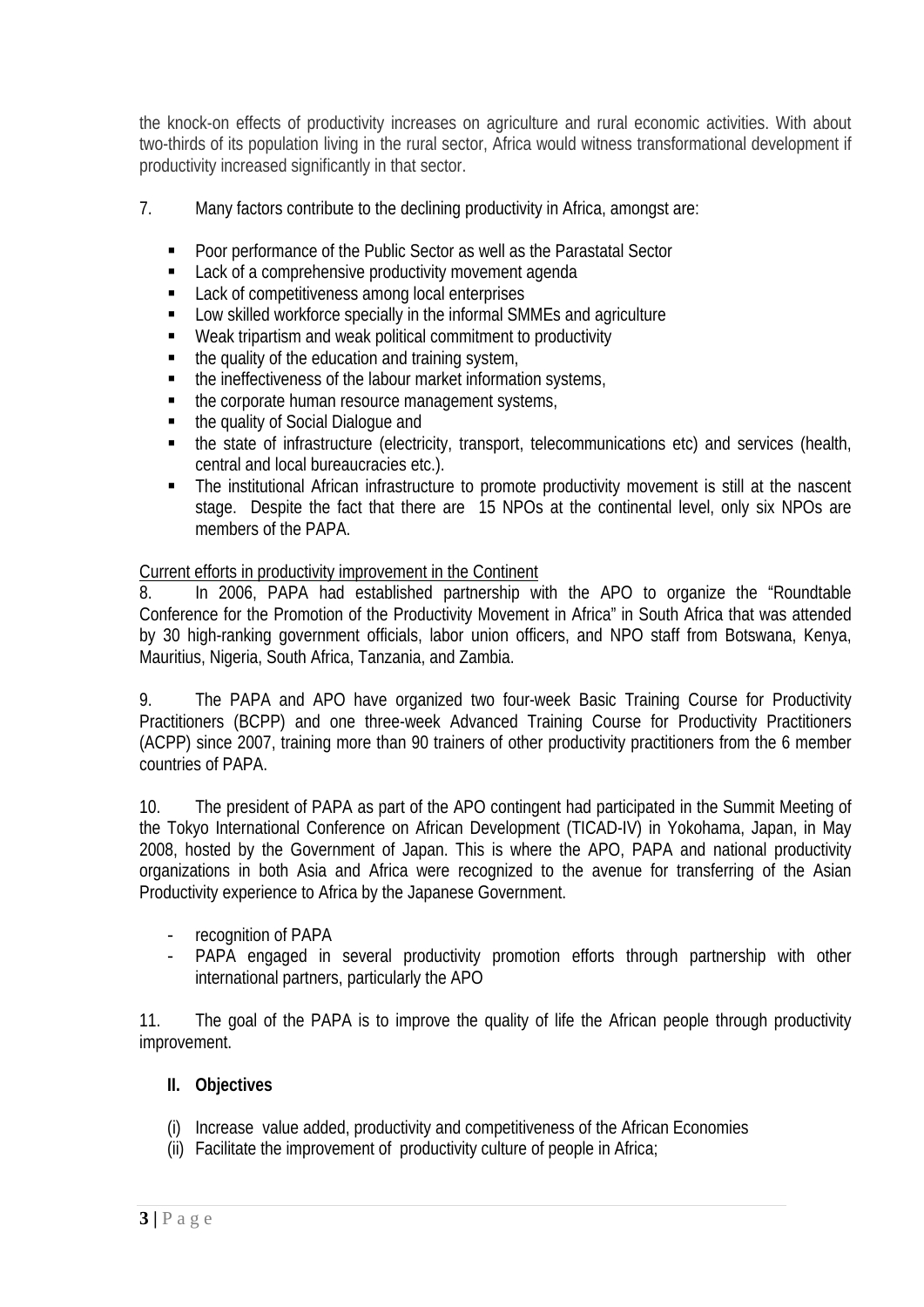the knock-on effects of productivity increases on agriculture and rural economic activities. With about two-thirds of its population living in the rural sector, Africa would witness transformational development if productivity increased significantly in that sector.

7. Many factors contribute to the declining productivity in Africa, amongst are:

- Poor performance of the Public Sector as well as the Parastatal Sector
- Lack of a comprehensive productivity movement agenda
- Lack of competitiveness among local enterprises
- Low skilled workforce specially in the informal SMMEs and agriculture
- Weak tripartism and weak political commitment to productivity
- the quality of the education and training system,
- the ineffectiveness of the labour market information systems,
- the corporate human resource management systems,
- the quality of Social Dialogue and
- the state of infrastructure (electricity, transport, telecommunications etc) and services (health, central and local bureaucracies etc.).
- The institutional African infrastructure to promote productivity movement is still at the nascent stage. Despite the fact that there are 15 NPOs at the continental level, only six NPOs are members of the PAPA.

<u>Current efforts in productivity improvement in the Continent</u>

8. In 2006, PAPA had established partnership with the APO to organize the "Roundtable Conference for the Promotion of the Productivity Movement in Africa" in South Africa that was attended by 30 high-ranking government officials, labor union officers, and NPO staff from Botswana, Kenya, Mauritius, Nigeria, South Africa, Tanzania, and Zambia.

9. The PAPA and APO have organized two four-week Basic Training Course for Productivity Practitioners (BCPP) and one three-week Advanced Training Course for Productivity Practitioners (ACPP) since 2007, training more than 90 trainers of other productivity practitioners from the 6 member countries of PAPA.

10. The president of PAPA as part of the APO contingent had participated in the Summit Meeting of the Tokyo International Conference on African Development (TICAD-IV) in Yokohama, Japan, in May 2008, hosted by the Government of Japan. This is where the APO, PAPA and national productivity organizations in both Asia and Africa were recognized to the avenue for transferring of the Asian Productivity experience to Africa by the Japanese Government.

- recognition of PAPA
- PAPA engaged in several productivity promotion efforts through partnership with other international partners, particularly the APO

11. The goal of the PAPA is to improve the quality of life the African people through productivity improvement.

## II. Objectives

(i) Increase value added, productivity and competitiveness of the African Economies
(ii) Facilitate the improvement of productivity culture of people in Africa;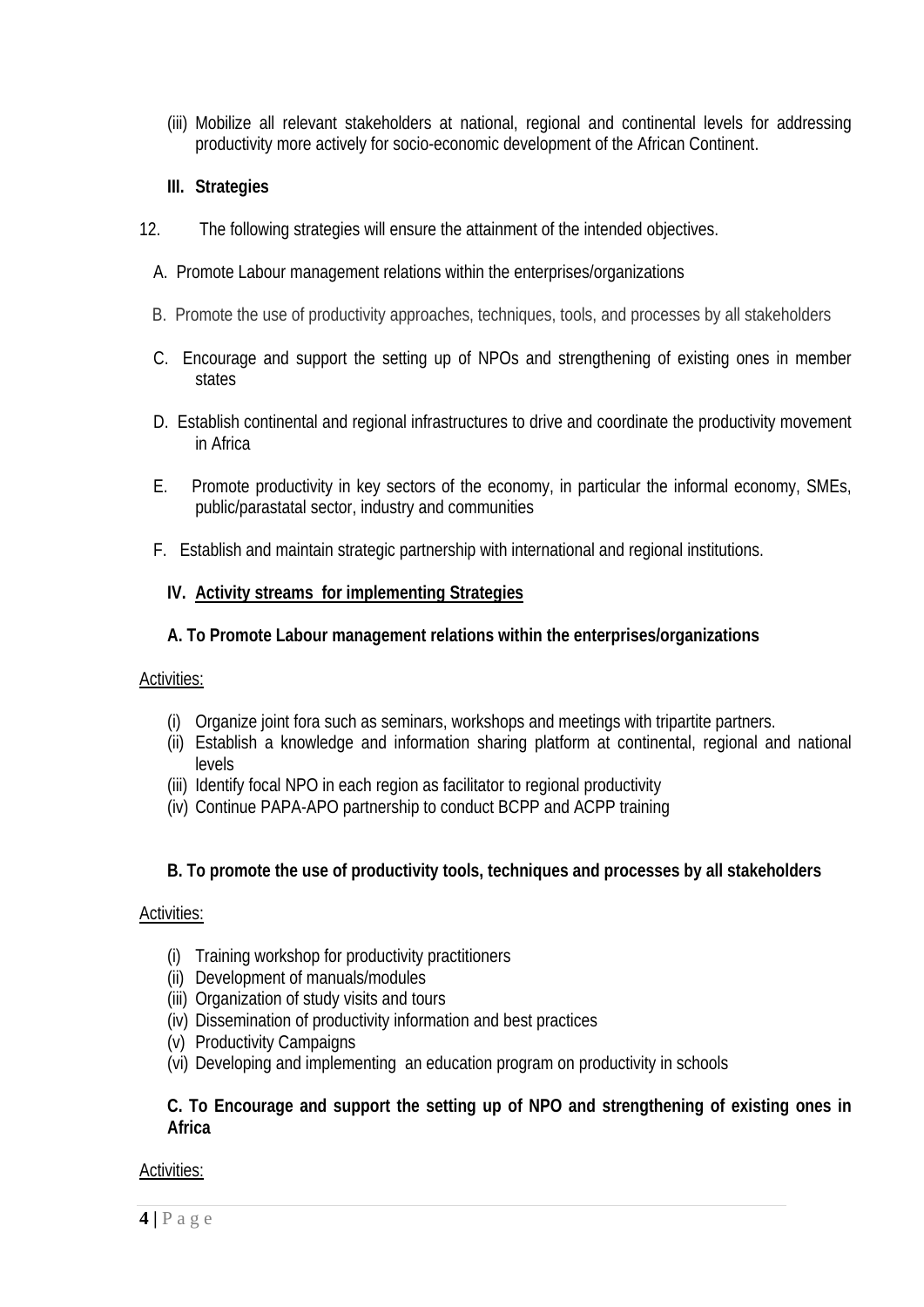(iii) Mobilize all relevant stakeholders at national, regional and continental levels for addressing productivity more actively for socio-economic development of the African Continent.

**III. Strategies**

12. The following strategies will ensure the attainment of the intended objectives.

A. Promote Labour management relations within the enterprises/organizations

B. Promote the use of productivity approaches, techniques, tools, and processes by all stakeholders

C. Encourage and support the setting up of NPOs and strengthening of existing ones in member states

D. Establish continental and regional infrastructures to drive and coordinate the productivity movement in Africa

E. Promote productivity in key sectors of the economy, in particular the informal economy, SMEs, public/parastatal sector, industry and communities

F. Establish and maintain strategic partnership with international and regional institutions.

**IV. Activity streams for implementing Strategies**

**A. To Promote Labour management relations within the enterprises/organizations**

Activities:

(i) Organize joint fora such as seminars, workshops and meetings with tripartite partners.
(ii) Establish a knowledge and information sharing platform at continental, regional and national levels
(iii) Identify focal NPO in each region as facilitator to regional productivity
(iv) Continue PAPA-APO partnership to conduct BCPP and ACPP training

**B. To promote the use of productivity tools, techniques and processes by all stakeholders**

Activities:

(i) Training workshop for productivity practitioners
(ii) Development of manuals/modules
(iii) Organization of study visits and tours
(iv) Dissemination of productivity information and best practices
(v) Productivity Campaigns
(vi) Developing and implementing an education program on productivity in schools

**C. To Encourage and support the setting up of NPO and strengthening of existing ones in Africa**

Activities: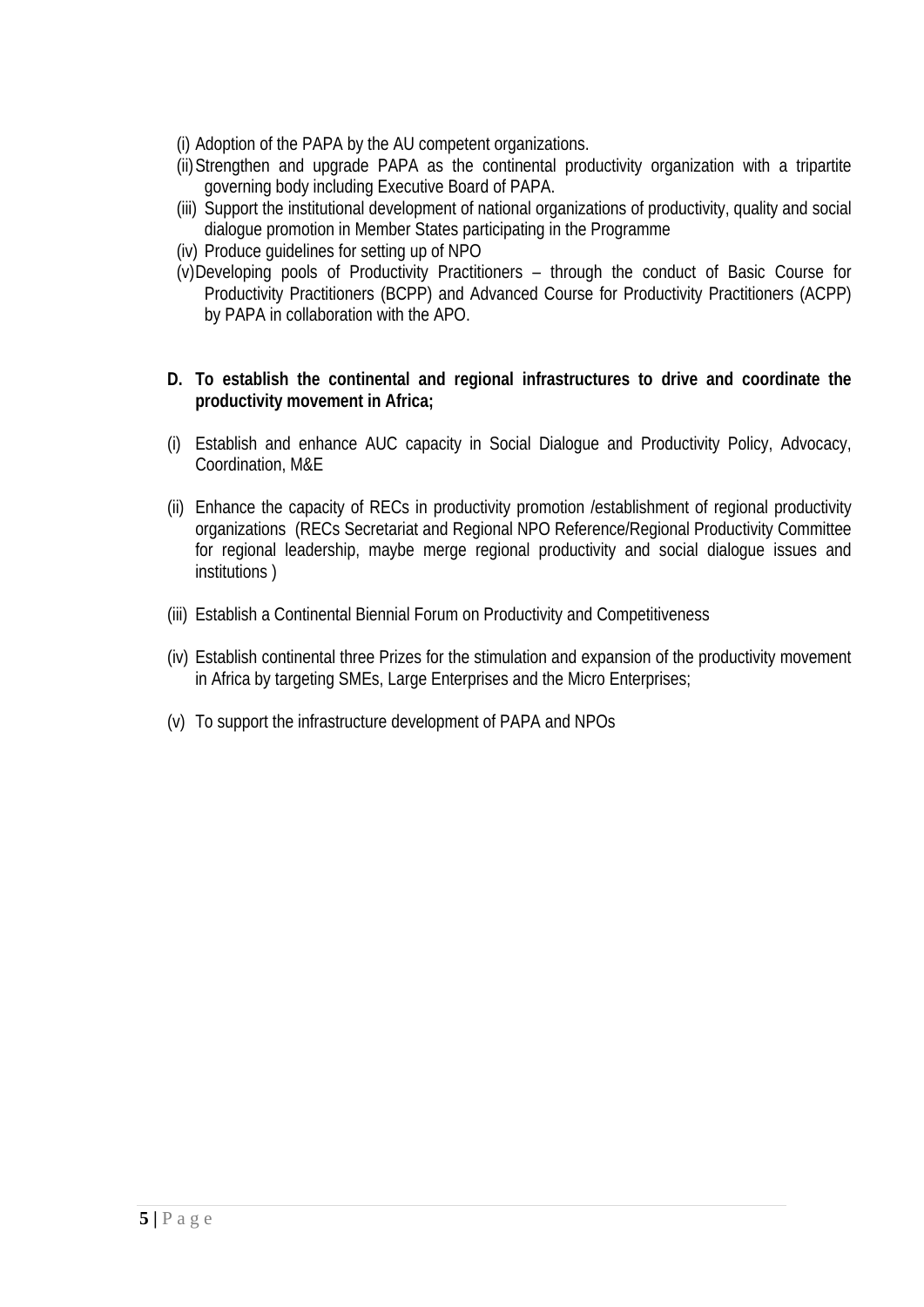(i) Adoption of the PAPA by the AU competent organizations.

(ii) Strengthen and upgrade PAPA as the continental productivity organization with a tripartite governing body including Executive Board of PAPA.

(iii) Support the institutional development of national organizations of productivity, quality and social dialogue promotion in Member States participating in the Programme

(iv) Produce guidelines for setting up of NPO

(v) Developing pools of Productivity Practitioners – through the conduct of Basic Course for Productivity Practitioners (BCPP) and Advanced Course for Productivity Practitioners (ACPP) by PAPA in collaboration with the APO.

**D. To establish the continental and regional infrastructures to drive and coordinate the productivity movement in Africa;**

(i) Establish and enhance AUC capacity in Social Dialogue and Productivity Policy, Advocacy, Coordination, M&E

(ii) Enhance the capacity of RECs in productivity promotion /establishment of regional productivity organizations (RECs Secretariat and Regional NPO Reference/Regional Productivity Committee for regional leadership, maybe merge regional productivity and social dialogue issues and institutions )

(iii) Establish a Continental Biennial Forum on Productivity and Competitiveness

(iv) Establish continental three Prizes for the stimulation and expansion of the productivity movement in Africa by targeting SMEs, Large Enterprises and the Micro Enterprises;

(v) To support the infrastructure development of PAPA and NPOs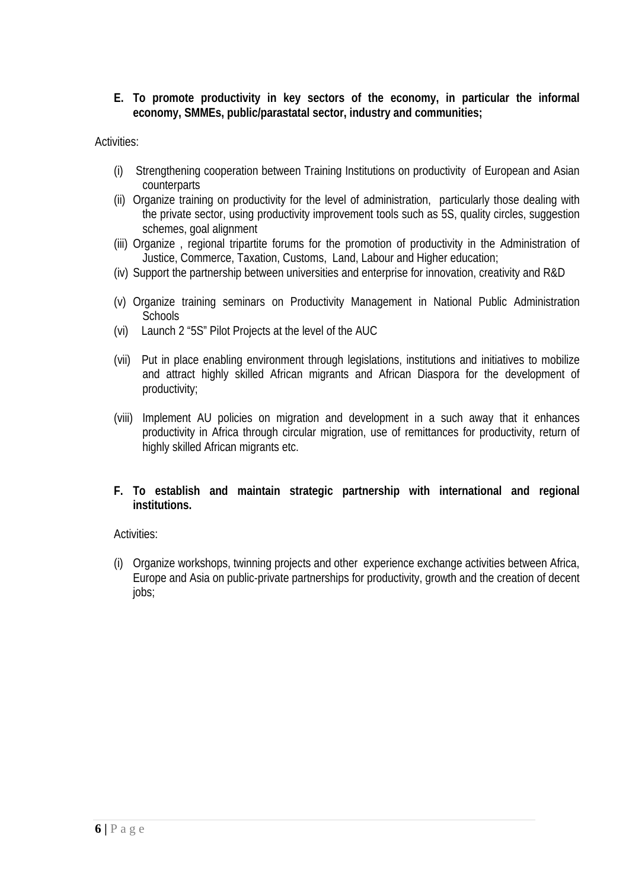**E. To promote productivity in key sectors of the economy, in particular the informal economy, SMMEs, public/parastatal sector, industry and communities;**

Activities:

(i) Strengthening cooperation between Training Institutions on productivity of European and Asian counterparts
(ii) Organize training on productivity for the level of administration, particularly those dealing with the private sector, using productivity improvement tools such as 5S, quality circles, suggestion schemes, goal alignment
(iii) Organize , regional tripartite forums for the promotion of productivity in the Administration of Justice, Commerce, Taxation, Customs, Land, Labour and Higher education;
(iv) Support the partnership between universities and enterprise for innovation, creativity and R&D
(v) Organize training seminars on Productivity Management in National Public Administration Schools
(vi) Launch 2 "5S" Pilot Projects at the level of the AUC
(vii) Put in place enabling environment through legislations, institutions and initiatives to mobilize and attract highly skilled African migrants and African Diaspora for the development of productivity;
(viii) Implement AU policies on migration and development in a such away that it enhances productivity in Africa through circular migration, use of remittances for productivity, return of highly skilled African migrants etc.

**F. To establish and maintain strategic partnership with international and regional institutions.**

Activities:

(i) Organize workshops, twinning projects and other experience exchange activities between Africa, Europe and Asia on public-private partnerships for productivity, growth and the creation of decent jobs;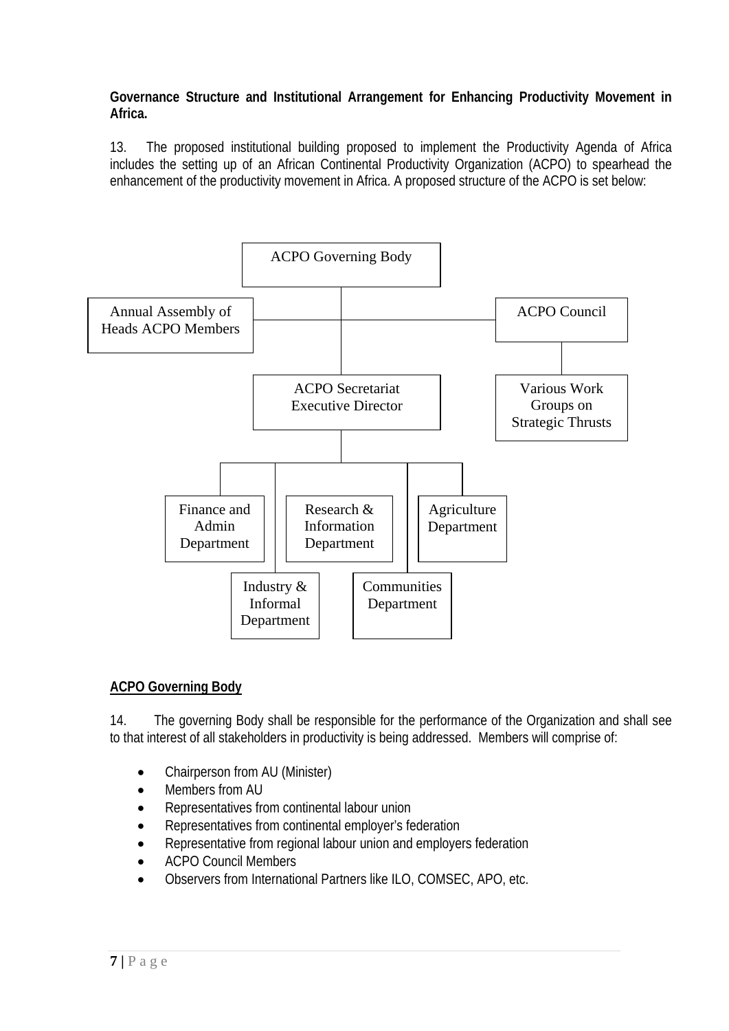**Governance Structure and Institutional Arrangement for Enhancing Productivity Movement in Africa.**

13. The proposed institutional building proposed to implement the Productivity Agenda of Africa includes the setting up of an African Continental Productivity Organization (ACPO) to spearhead the enhancement of the productivity movement in Africa. A proposed structure of the ACPO is set below:

- ACPO Governing Body
  - Annual Assembly of Heads ACPO Members
  - ACPO Council
    - Various Work Groups on Strategic Thrusts
  - ACPO Secretariat Executive Director
    - Finance and Admin Department
    - Industry & Informal Department
    - Research & Information Department
    - Communities Department
    - Agriculture Department

**ACPO Governing Body**

14. The governing Body shall be responsible for the performance of the Organization and shall see to that interest of all stakeholders in productivity is being addressed. Members will comprise of:

- Chairperson from AU (Minister)
- Members from AU
- Representatives from continental labour union
- Representatives from continental employer's federation
- Representative from regional labour union and employers federation
- ACPO Council Members
- Observers from International Partners like ILO, COMSEC, APO, etc.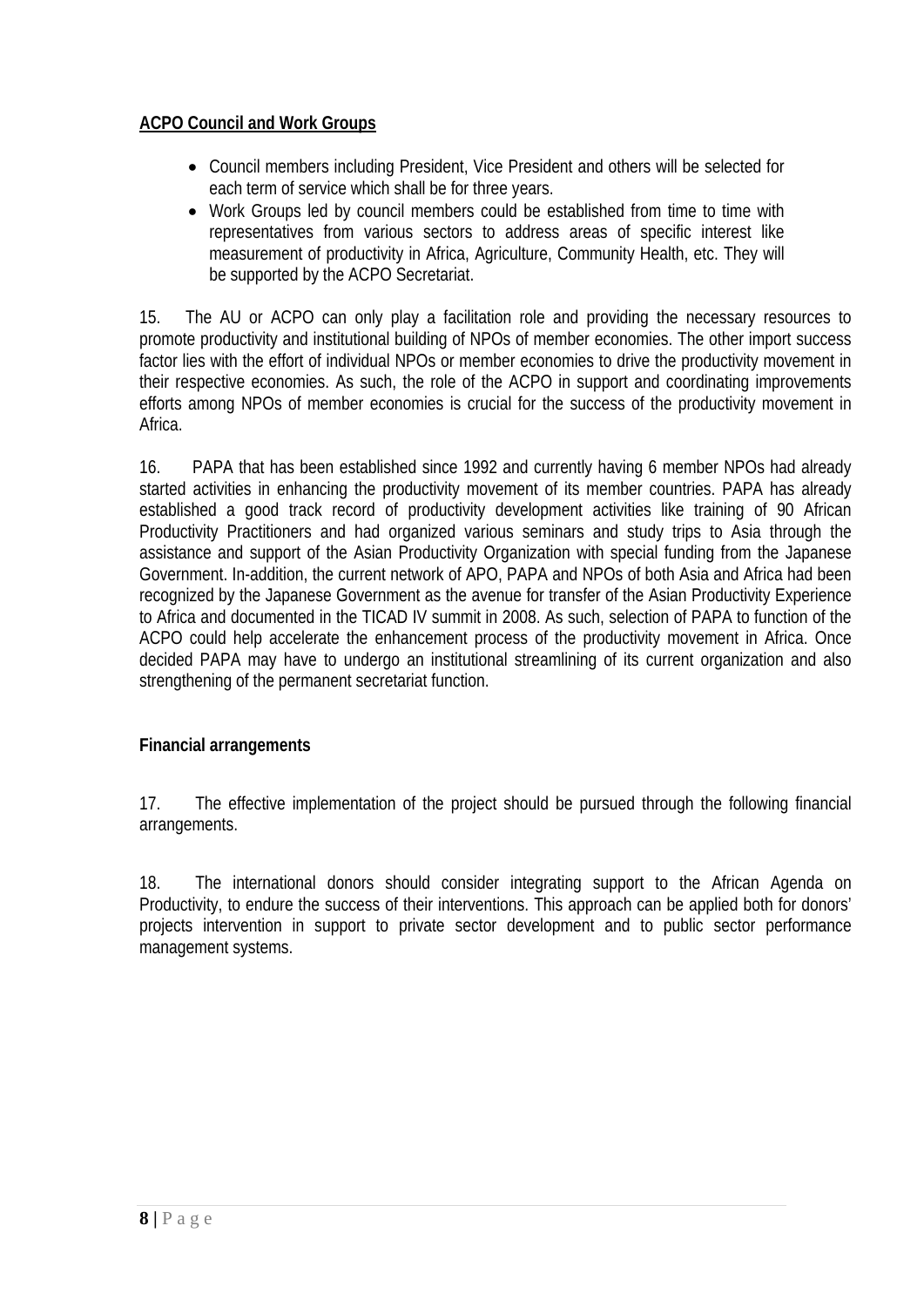**ACPO Council and Work Groups**

- Council members including President, Vice President and others will be selected for each term of service which shall be for three years.
- Work Groups led by council members could be established from time to time with representatives from various sectors to address areas of specific interest like measurement of productivity in Africa, Agriculture, Community Health, etc. They will be supported by the ACPO Secretariat.

15. The AU or ACPO can only play a facilitation role and providing the necessary resources to promote productivity and institutional building of NPOs of member economies. The other import success factor lies with the effort of individual NPOs or member economies to drive the productivity movement in their respective economies. As such, the role of the ACPO in support and coordinating improvements efforts among NPOs of member economies is crucial for the success of the productivity movement in Africa.

16. PAPA that has been established since 1992 and currently having 6 member NPOs had already started activities in enhancing the productivity movement of its member countries. PAPA has already established a good track record of productivity development activities like training of 90 African Productivity Practitioners and had organized various seminars and study trips to Asia through the assistance and support of the Asian Productivity Organization with special funding from the Japanese Government. In-addition, the current network of APO, PAPA and NPOs of both Asia and Africa had been recognized by the Japanese Government as the avenue for transfer of the Asian Productivity Experience to Africa and documented in the TICAD IV summit in 2008. As such, selection of PAPA to function of the ACPO could help accelerate the enhancement process of the productivity movement in Africa. Once decided PAPA may have to undergo an institutional streamlining of its current organization and also strengthening of the permanent secretariat function.

**Financial arrangements**

17. The effective implementation of the project should be pursued through the following financial arrangements.

18. The international donors should consider integrating support to the African Agenda on Productivity, to endure the success of their interventions. This approach can be applied both for donors' projects intervention in support to private sector development and to public sector performance management systems.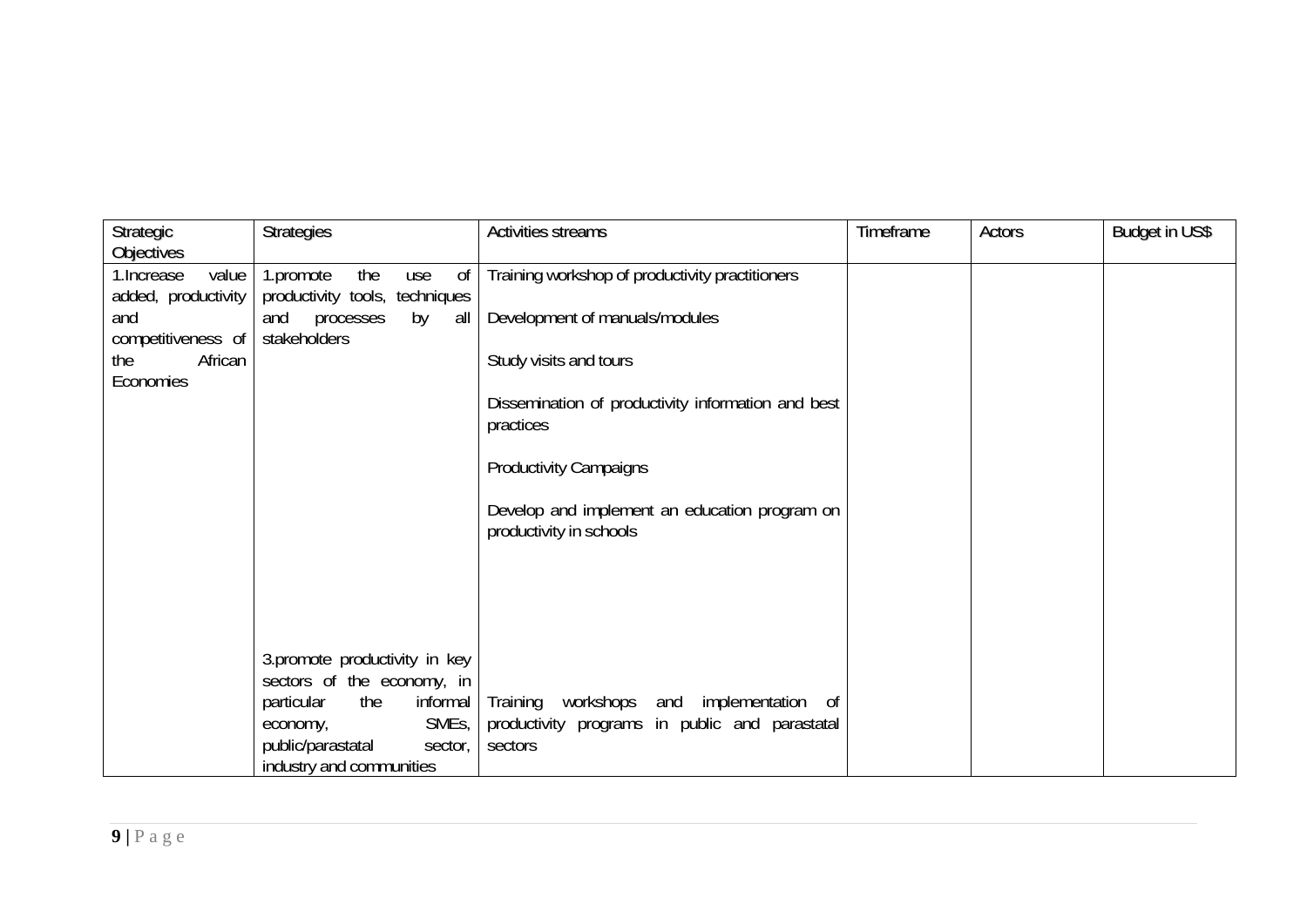| Strategic Objectives | Strategies | Activities streams | Timeframe | Actors | Budget in US$ |
|---|---|---|---|---|---|
| 1.Increase value added, productivity and competitiveness of the African Economies | 1.promote the use of productivity tools, techniques and processes by all stakeholders | Training workshop of productivity practitioners<br><br>Development of manuals/modules<br><br>Study visits and tours<br><br>Dissemination of productivity information and best practices<br><br>Productivity Campaigns<br><br>Develop and implement an education program on productivity in schools | | | |
| | 3.promote productivity in key sectors of the economy, in particular the informal economy, SMEs, public/parastatal sector, industry and communities | Training workshops and implementation of productivity programs in public and parastatal sectors | | | |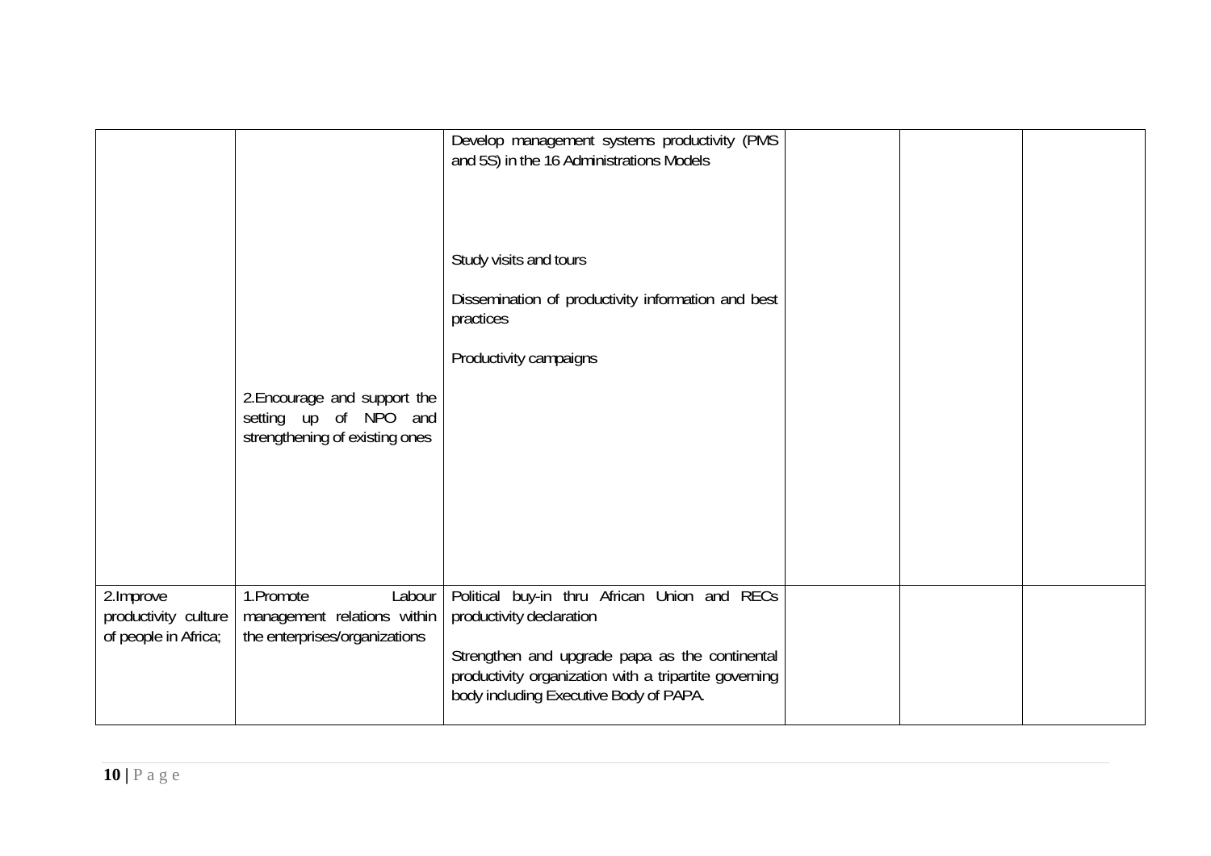| | | | | | |
|---|---|---|---|---|---|
| | 2.Encourage and support the setting up of NPO and strengthening of existing ones | Develop management systems productivity (PMS and 5S) in the 16 Administrations Models<br><br>Study visits and tours<br><br>Dissemination of productivity information and best practices<br><br>Productivity campaigns | | | |
| 2.Improve productivity culture of people in Africa; | 1.Promote Labour management relations within the enterprises/organizations | Political buy-in thru African Union and RECs productivity declaration<br><br>Strengthen and upgrade papa as the continental productivity organization with a tripartite governing body including Executive Body of PAPA. | | | |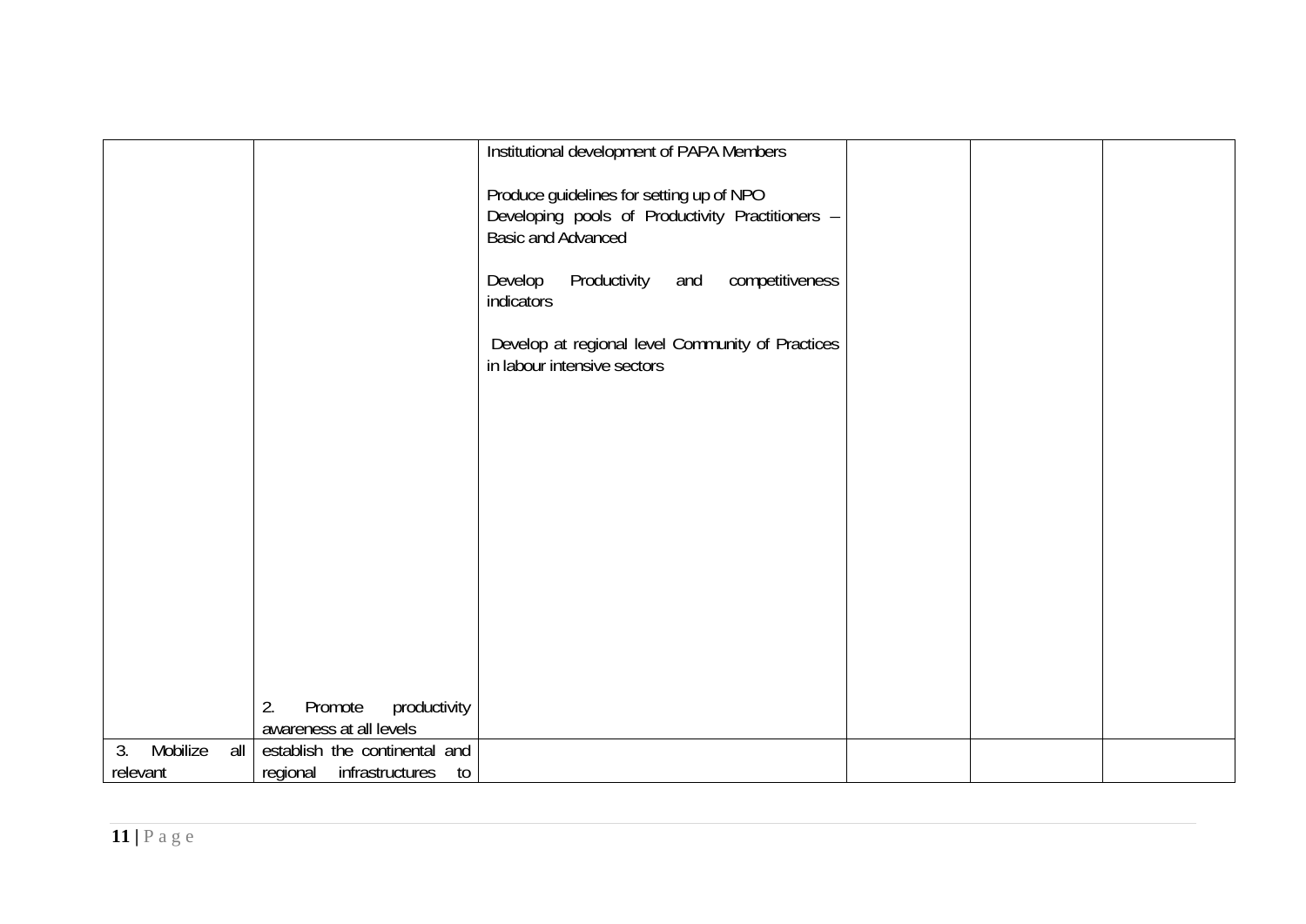| | | | | | |
|---|---|---|---|---|---|
| | 2. Promote productivity awareness at all levels | Institutional development of PAPA Members<br><br>Produce guidelines for setting up of NPO<br>Developing pools of Productivity Practitioners – Basic and Advanced<br><br>Develop Productivity and competitiveness indicators<br><br>Develop at regional level Community of Practices in labour intensive sectors | | | |
| 3. Mobilize all relevant | establish the continental and regional infrastructures to | | | | |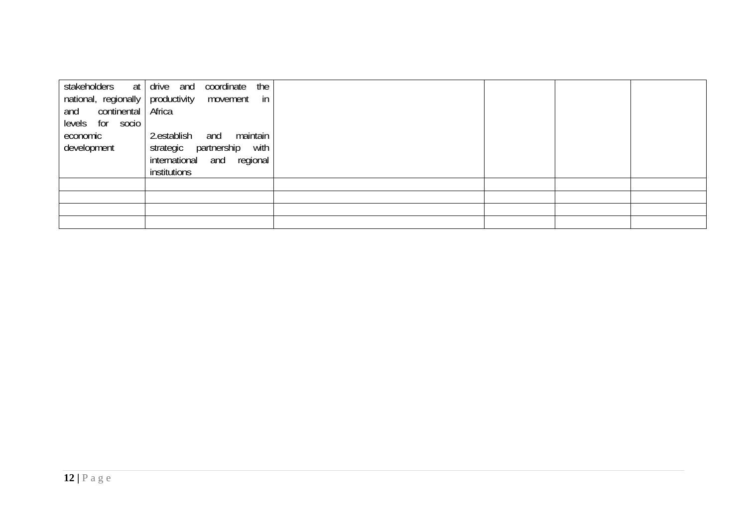| | | | | | |
|---|---|---|---|---|---|
| stakeholders at national, regionally and continental levels for socio economic development | drive and coordinate the productivity movement in Africa<br><br>2.establish and maintain strategic partnership with international and regional institutions | | | | |
| | | | | | |
| | | | | | |
| | | | | | |
| | | | | | |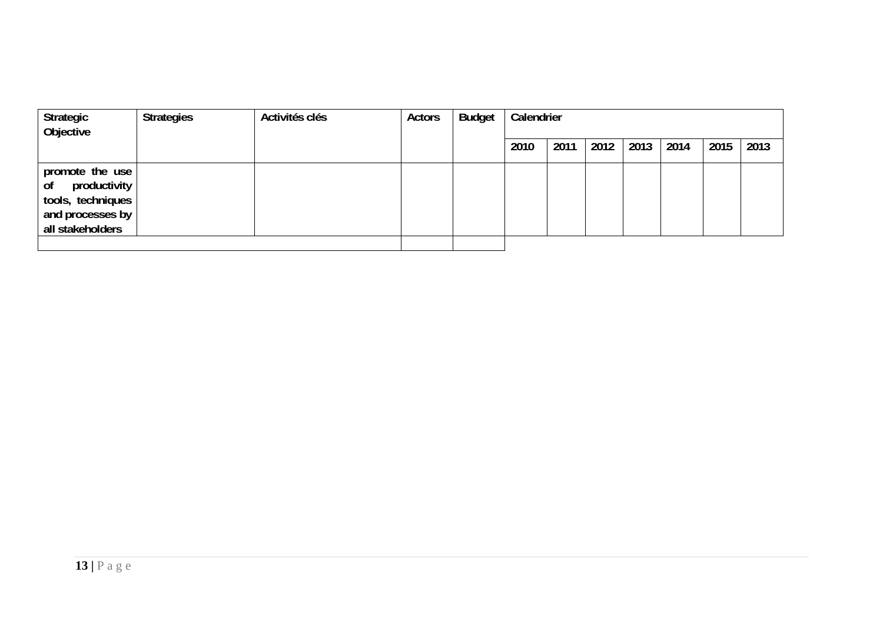| Strategic Objective | Strategies | Activités clés | Actors | Budget | Calendrier | | | | | | |
|---|---|---|---|---|---|---|---|---|---|---|---|
| | | | | | 2010 | 2011 | 2012 | 2013 | 2014 | 2015 | 2013 |
| **promote the use of productivity tools, techniques and processes by all stakeholders** | | | | | | | | | | | |
| | | | | | | | | | | | |